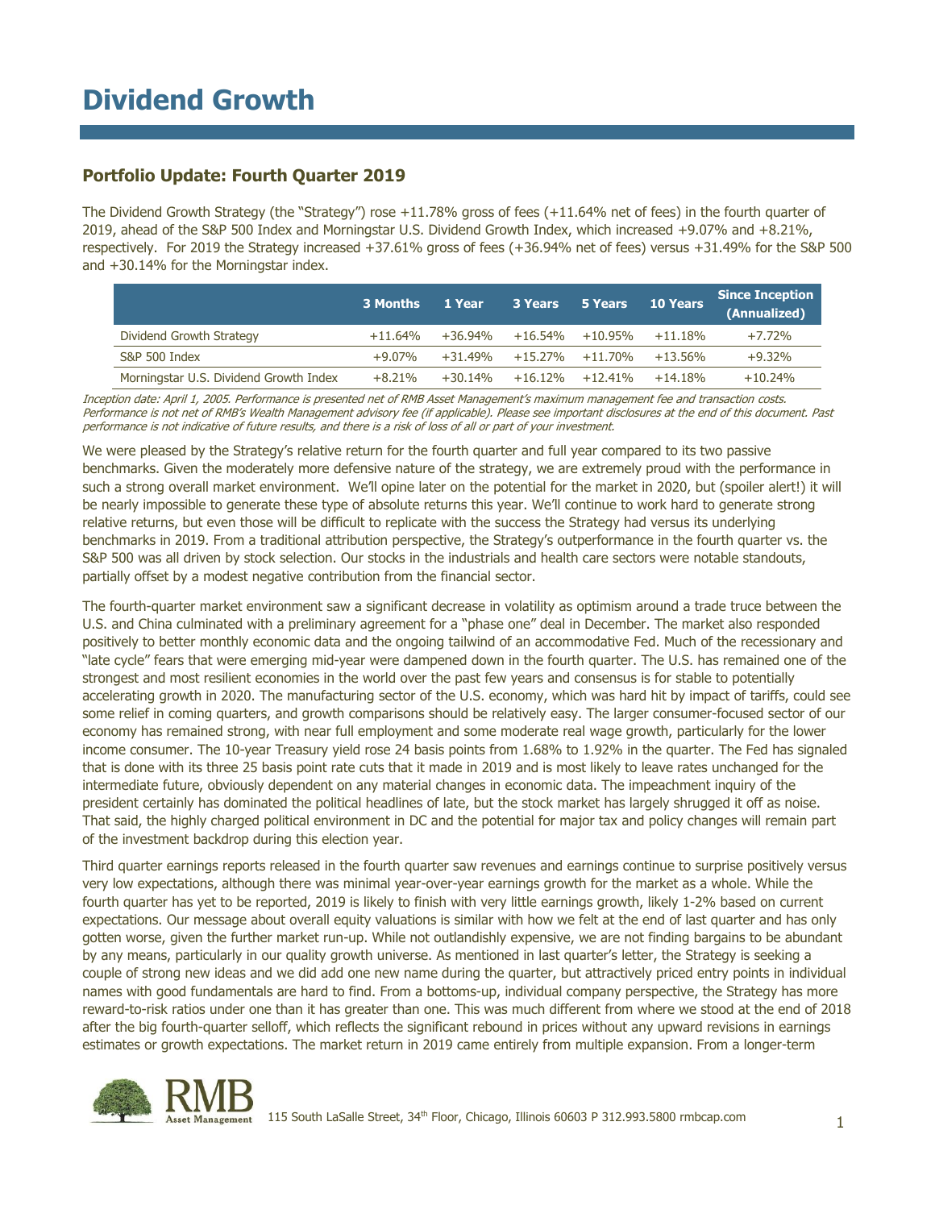# Dividend Growth

## Portfolio Update: Fourth Quarter 2019

The Dividend Growth Strategy (the "Strategy") rose +11.78% gross of fees (+11.64% net of fees) in the fourth quarter of 2019, ahead of the S&P 500 Index and Morningstar U.S. Dividend Growth Index, which increased +9.07% and +8.21%, respectively. For 2019 the Strategy increased +37.61% gross of fees (+36.94% net of fees) versus +31.49% for the S&P 500 and +30.14% for the Morningstar index.

| | 3 Months | 1 Year | 3 Years | 5 Years | 10 Years | Since Inception (Annualized) |
|---|---|---|---|---|---|---|
| Dividend Growth Strategy | +11.64% | +36.94% | +16.54% | +10.95% | +11.18% | +7.72% |
| S&P 500 Index | +9.07% | +31.49% | +15.27% | +11.70% | +13.56% | +9.32% |
| Morningstar U.S. Dividend Growth Index | +8.21% | +30.14% | +16.12% | +12.41% | +14.18% | +10.24% |

*Inception date: April 1, 2005. Performance is presented net of RMB Asset Management's maximum management fee and transaction costs. Performance is not net of RMB's Wealth Management advisory fee (if applicable). Please see important disclosures at the end of this document. Past performance is not indicative of future results, and there is a risk of loss of all or part of your investment.*

We were pleased by the Strategy's relative return for the fourth quarter and full year compared to its two passive benchmarks. Given the moderately more defensive nature of the strategy, we are extremely proud with the performance in such a strong overall market environment. We'll opine later on the potential for the market in 2020, but (spoiler alert!) it will be nearly impossible to generate these type of absolute returns this year. We'll continue to work hard to generate strong relative returns, but even those will be difficult to replicate with the success the Strategy had versus its underlying benchmarks in 2019. From a traditional attribution perspective, the Strategy's outperformance in the fourth quarter vs. the S&P 500 was all driven by stock selection. Our stocks in the industrials and health care sectors were notable standouts, partially offset by a modest negative contribution from the financial sector.

The fourth-quarter market environment saw a significant decrease in volatility as optimism around a trade truce between the U.S. and China culminated with a preliminary agreement for a "phase one" deal in December. The market also responded positively to better monthly economic data and the ongoing tailwind of an accommodative Fed. Much of the recessionary and "late cycle" fears that were emerging mid-year were dampened down in the fourth quarter. The U.S. has remained one of the strongest and most resilient economies in the world over the past few years and consensus is for stable to potentially accelerating growth in 2020. The manufacturing sector of the U.S. economy, which was hard hit by impact of tariffs, could see some relief in coming quarters, and growth comparisons should be relatively easy. The larger consumer-focused sector of our economy has remained strong, with near full employment and some moderate real wage growth, particularly for the lower income consumer. The 10-year Treasury yield rose 24 basis points from 1.68% to 1.92% in the quarter. The Fed has signaled that is done with its three 25 basis point rate cuts that it made in 2019 and is most likely to leave rates unchanged for the intermediate future, obviously dependent on any material changes in economic data. The impeachment inquiry of the president certainly has dominated the political headlines of late, but the stock market has largely shrugged it off as noise. That said, the highly charged political environment in DC and the potential for major tax and policy changes will remain part of the investment backdrop during this election year.

Third quarter earnings reports released in the fourth quarter saw revenues and earnings continue to surprise positively versus very low expectations, although there was minimal year-over-year earnings growth for the market as a whole. While the fourth quarter has yet to be reported, 2019 is likely to finish with very little earnings growth, likely 1-2% based on current expectations. Our message about overall equity valuations is similar with how we felt at the end of last quarter and has only gotten worse, given the further market run-up. While not outlandishly expensive, we are not finding bargains to be abundant by any means, particularly in our quality growth universe. As mentioned in last quarter's letter, the Strategy is seeking a couple of strong new ideas and we did add one new name during the quarter, but attractively priced entry points in individual names with good fundamentals are hard to find. From a bottoms-up, individual company perspective, the Strategy has more reward-to-risk ratios under one than it has greater than one. This was much different from where we stood at the end of 2018 after the big fourth-quarter selloff, which reflects the significant rebound in prices without any upward revisions in earnings estimates or growth expectations. The market return in 2019 came entirely from multiple expansion. From a longer-term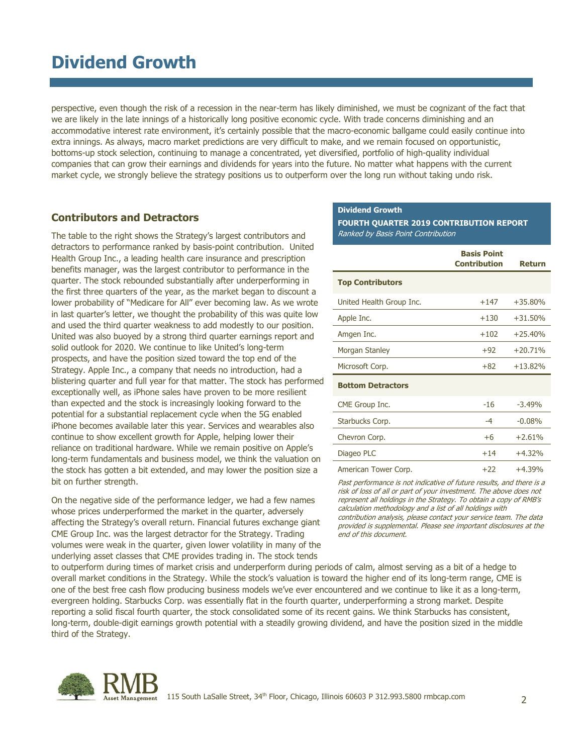# Dividend Growth

perspective, even though the risk of a recession in the near-term has likely diminished, we must be cognizant of the fact that we are likely in the late innings of a historically long positive economic cycle. With trade concerns diminishing and an accommodative interest rate environment, it's certainly possible that the macro-economic ballgame could easily continue into extra innings. As always, macro market predictions are very difficult to make, and we remain focused on opportunistic, bottoms-up stock selection, continuing to manage a concentrated, yet diversified, portfolio of high-quality individual companies that can grow their earnings and dividends for years into the future. No matter what happens with the current market cycle, we strongly believe the strategy positions us to outperform over the long run without taking undo risk.

## Contributors and Detractors

The table to the right shows the Strategy's largest contributors and detractors to performance ranked by basis-point contribution. United Health Group Inc., a leading health care insurance and prescription benefits manager, was the largest contributor to performance in the quarter. The stock rebounded substantially after underperforming in the first three quarters of the year, as the market began to discount a lower probability of "Medicare for All" ever becoming law. As we wrote in last quarter's letter, we thought the probability of this was quite low and used the third quarter weakness to add modestly to our position. United was also buoyed by a strong third quarter earnings report and solid outlook for 2020. We continue to like United's long-term prospects, and have the position sized toward the top end of the Strategy. Apple Inc., a company that needs no introduction, had a blistering quarter and full year for that matter. The stock has performed exceptionally well, as iPhone sales have proven to be more resilient than expected and the stock is increasingly looking forward to the potential for a substantial replacement cycle when the 5G enabled iPhone becomes available later this year. Services and wearables also continue to show excellent growth for Apple, helping lower their reliance on traditional hardware. While we remain positive on Apple's long-term fundamentals and business model, we think the valuation on the stock has gotten a bit extended, and may lower the position size a bit on further strength.

**Dividend Growth**
**FOURTH QUARTER 2019 CONTRIBUTION REPORT**
*Ranked by Basis Point Contribution*

| | Basis Point Contribution | Return |
|---|---|---|
| **Top Contributors** | | |
| United Health Group Inc. | +147 | +35.80% |
| Apple Inc. | +130 | +31.50% |
| Amgen Inc. | +102 | +25.40% |
| Morgan Stanley | +92 | +20.71% |
| Microsoft Corp. | +82 | +13.82% |
| **Bottom Detractors** | | |
| CME Group Inc. | -16 | -3.49% |
| Starbucks Corp. | -4 | -0.08% |
| Chevron Corp. | +6 | +2.61% |
| Diageo PLC | +14 | +4.32% |
| American Tower Corp. | +22 | +4.39% |

*Past performance is not indicative of future results, and there is a risk of loss of all or part of your investment. The above does not represent all holdings in the Strategy. To obtain a copy of RMB's calculation methodology and a list of all holdings with contribution analysis, please contact your service team. The data provided is supplemental. Please see important disclosures at the end of this document.*

On the negative side of the performance ledger, we had a few names whose prices underperformed the market in the quarter, adversely affecting the Strategy's overall return. Financial futures exchange giant CME Group Inc. was the largest detractor for the Strategy. Trading volumes were weak in the quarter, given lower volatility in many of the underlying asset classes that CME provides trading in. The stock tends to outperform during times of market crisis and underperform during periods of calm, almost serving as a bit of a hedge to overall market conditions in the Strategy. While the stock's valuation is toward the higher end of its long-term range, CME is one of the best free cash flow producing business models we've ever encountered and we continue to like it as a long-term, evergreen holding. Starbucks Corp. was essentially flat in the fourth quarter, underperforming a strong market. Despite reporting a solid fiscal fourth quarter, the stock consolidated some of its recent gains. We think Starbucks has consistent, long-term, double-digit earnings growth potential with a steadily growing dividend, and have the position sized in the middle third of the Strategy.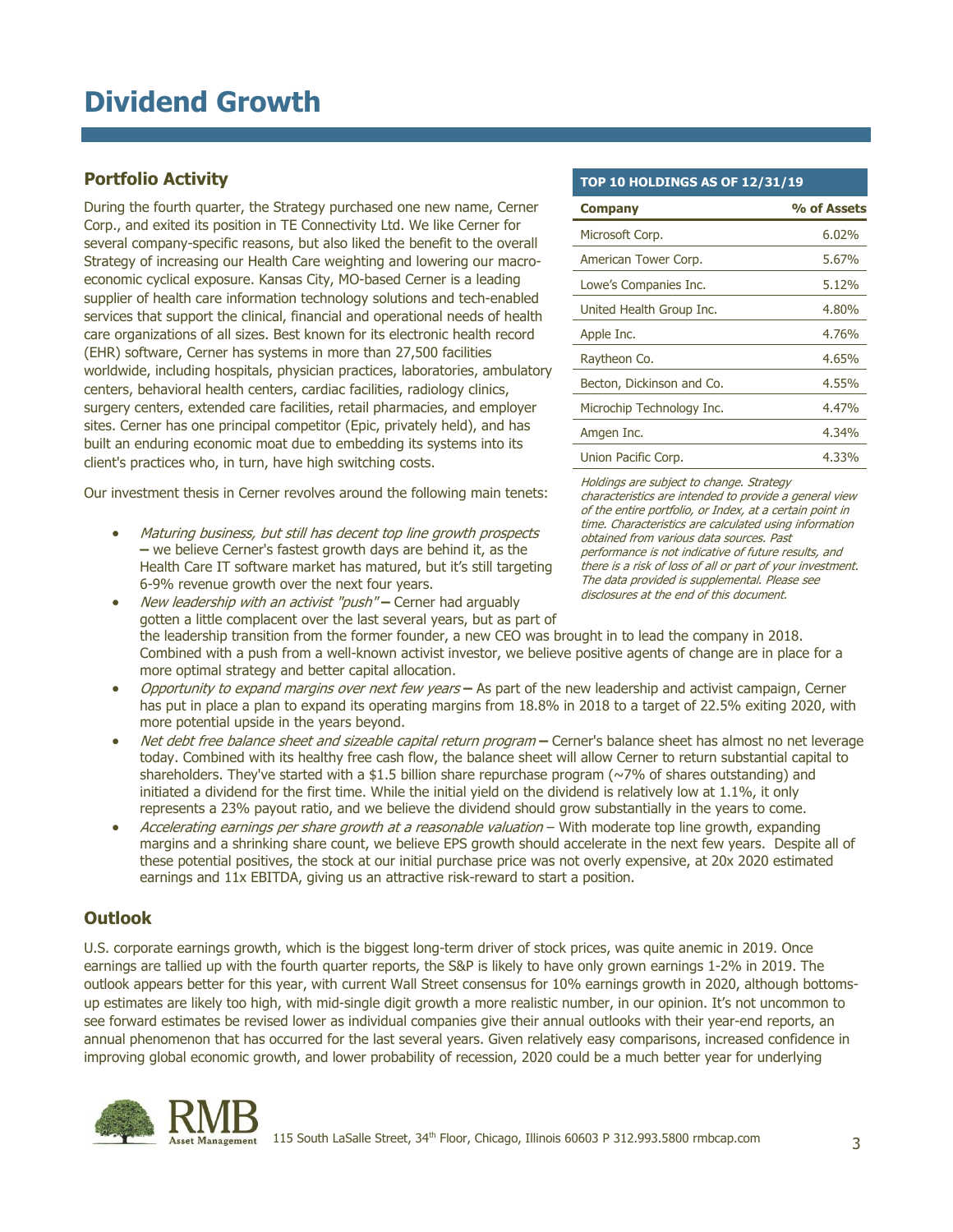# Dividend Growth

## Portfolio Activity

During the fourth quarter, the Strategy purchased one new name, Cerner Corp., and exited its position in TE Connectivity Ltd. We like Cerner for several company-specific reasons, but also liked the benefit to the overall Strategy of increasing our Health Care weighting and lowering our macro-economic cyclical exposure. Kansas City, MO-based Cerner is a leading supplier of health care information technology solutions and tech-enabled services that support the clinical, financial and operational needs of health care organizations of all sizes. Best known for its electronic health record (EHR) software, Cerner has systems in more than 27,500 facilities worldwide, including hospitals, physician practices, laboratories, ambulatory centers, behavioral health centers, cardiac facilities, radiology clinics, surgery centers, extended care facilities, retail pharmacies, and employer sites. Cerner has one principal competitor (Epic, privately held), and has built an enduring economic moat due to embedding its systems into its client's practices who, in turn, have high switching costs.

| TOP 10 HOLDINGS AS OF 12/31/19 | |
|---|---|
| **Company** | **% of Assets** |
| Microsoft Corp. | 6.02% |
| American Tower Corp. | 5.67% |
| Lowe's Companies Inc. | 5.12% |
| United Health Group Inc. | 4.80% |
| Apple Inc. | 4.76% |
| Raytheon Co. | 4.65% |
| Becton, Dickinson and Co. | 4.55% |
| Microchip Technology Inc. | 4.47% |
| Amgen Inc. | 4.34% |
| Union Pacific Corp. | 4.33% |

*Holdings are subject to change. Strategy characteristics are intended to provide a general view of the entire portfolio, or Index, at a certain point in time. Characteristics are calculated using information obtained from various data sources. Past performance is not indicative of future results, and there is a risk of loss of all or part of your investment. The data provided is supplemental. Please see disclosures at the end of this document.*

Our investment thesis in Cerner revolves around the following main tenets:

- *Maturing business, but still has decent top line growth prospects* **–** we believe Cerner's fastest growth days are behind it, as the Health Care IT software market has matured, but it's still targeting 6-9% revenue growth over the next four years.
- *New leadership with an activist "push"* **–** Cerner had arguably gotten a little complacent over the last several years, but as part of the leadership transition from the former founder, a new CEO was brought in to lead the company in 2018. Combined with a push from a well-known activist investor, we believe positive agents of change are in place for a more optimal strategy and better capital allocation.
- *Opportunity to expand margins over next few years* **–** As part of the new leadership and activist campaign, Cerner has put in place a plan to expand its operating margins from 18.8% in 2018 to a target of 22.5% exiting 2020, with more potential upside in the years beyond.
- *Net debt free balance sheet and sizeable capital return program* **–** Cerner's balance sheet has almost no net leverage today. Combined with its healthy free cash flow, the balance sheet will allow Cerner to return substantial capital to shareholders. They've started with a $1.5 billion share repurchase program (~7% of shares outstanding) and initiated a dividend for the first time. While the initial yield on the dividend is relatively low at 1.1%, it only represents a 23% payout ratio, and we believe the dividend should grow substantially in the years to come.
- *Accelerating earnings per share growth at a reasonable valuation* – With moderate top line growth, expanding margins and a shrinking share count, we believe EPS growth should accelerate in the next few years. Despite all of these potential positives, the stock at our initial purchase price was not overly expensive, at 20x 2020 estimated earnings and 11x EBITDA, giving us an attractive risk-reward to start a position.

## Outlook

U.S. corporate earnings growth, which is the biggest long-term driver of stock prices, was quite anemic in 2019. Once earnings are tallied up with the fourth quarter reports, the S&P is likely to have only grown earnings 1-2% in 2019. The outlook appears better for this year, with current Wall Street consensus for 10% earnings growth in 2020, although bottoms-up estimates are likely too high, with mid-single digit growth a more realistic number, in our opinion. It's not uncommon to see forward estimates be revised lower as individual companies give their annual outlooks with their year-end reports, an annual phenomenon that has occurred for the last several years. Given relatively easy comparisons, increased confidence in improving global economic growth, and lower probability of recession, 2020 could be a much better year for underlying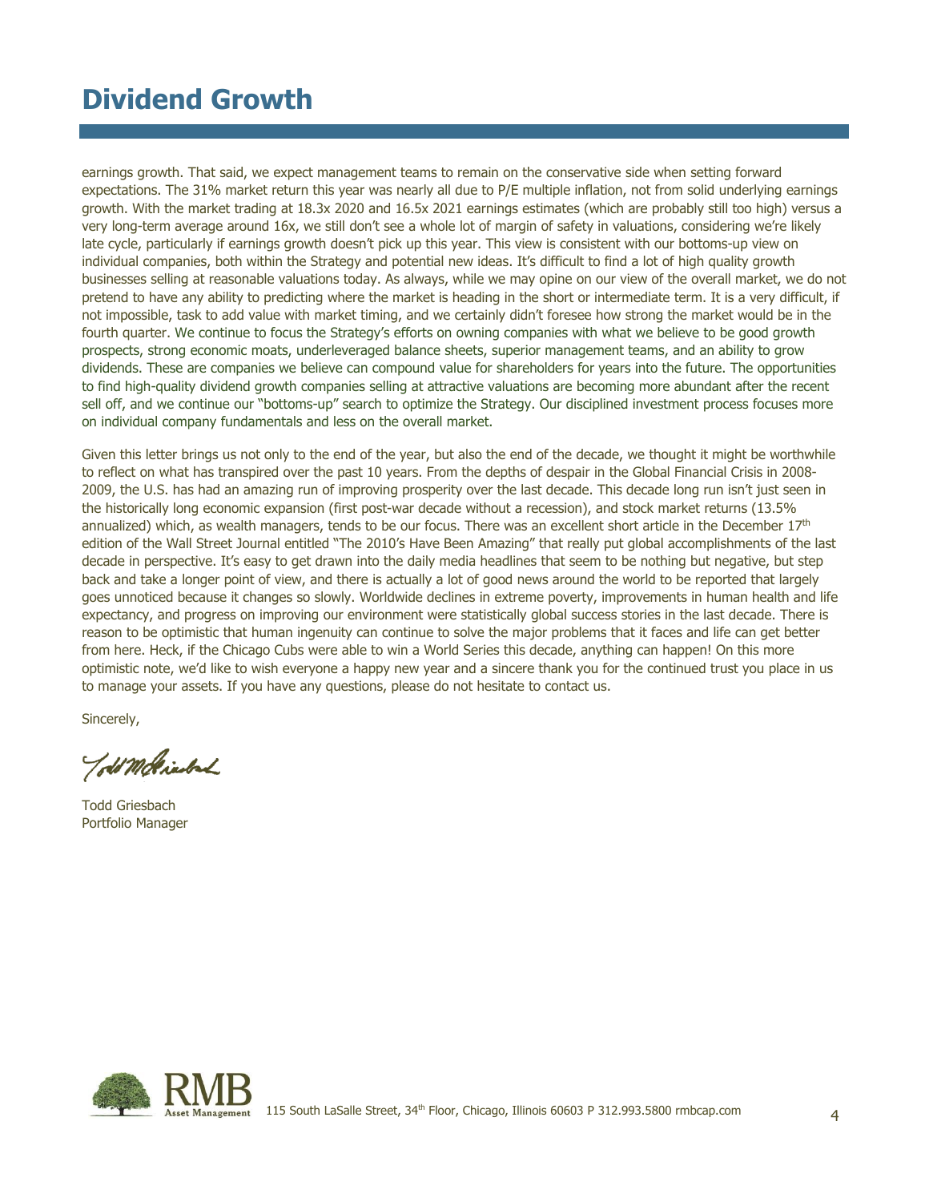# Dividend Growth

earnings growth. That said, we expect management teams to remain on the conservative side when setting forward expectations. The 31% market return this year was nearly all due to P/E multiple inflation, not from solid underlying earnings growth. With the market trading at 18.3x 2020 and 16.5x 2021 earnings estimates (which are probably still too high) versus a very long-term average around 16x, we still don't see a whole lot of margin of safety in valuations, considering we're likely late cycle, particularly if earnings growth doesn't pick up this year. This view is consistent with our bottoms-up view on individual companies, both within the Strategy and potential new ideas. It's difficult to find a lot of high quality growth businesses selling at reasonable valuations today. As always, while we may opine on our view of the overall market, we do not pretend to have any ability to predicting where the market is heading in the short or intermediate term. It is a very difficult, if not impossible, task to add value with market timing, and we certainly didn't foresee how strong the market would be in the fourth quarter. We continue to focus the Strategy's efforts on owning companies with what we believe to be good growth prospects, strong economic moats, underleveraged balance sheets, superior management teams, and an ability to grow dividends. These are companies we believe can compound value for shareholders for years into the future. The opportunities to find high-quality dividend growth companies selling at attractive valuations are becoming more abundant after the recent sell off, and we continue our "bottoms-up" search to optimize the Strategy. Our disciplined investment process focuses more on individual company fundamentals and less on the overall market.

Given this letter brings us not only to the end of the year, but also the end of the decade, we thought it might be worthwhile to reflect on what has transpired over the past 10 years. From the depths of despair in the Global Financial Crisis in 2008-2009, the U.S. has had an amazing run of improving prosperity over the last decade. This decade long run isn't just seen in the historically long economic expansion (first post-war decade without a recession), and stock market returns (13.5% annualized) which, as wealth managers, tends to be our focus. There was an excellent short article in the December 17th edition of the Wall Street Journal entitled "The 2010's Have Been Amazing" that really put global accomplishments of the last decade in perspective. It's easy to get drawn into the daily media headlines that seem to be nothing but negative, but step back and take a longer point of view, and there is actually a lot of good news around the world to be reported that largely goes unnoticed because it changes so slowly. Worldwide declines in extreme poverty, improvements in human health and life expectancy, and progress on improving our environment were statistically global success stories in the last decade. There is reason to be optimistic that human ingenuity can continue to solve the major problems that it faces and life can get better from here. Heck, if the Chicago Cubs were able to win a World Series this decade, anything can happen! On this more optimistic note, we'd like to wish everyone a happy new year and a sincere thank you for the continued trust you place in us to manage your assets. If you have any questions, please do not hesitate to contact us.

Sincerely,

Todd Griesbach
Portfolio Manager

RMB Asset Management 115 South LaSalle Street, 34th Floor, Chicago, Illinois 60603 P 312.993.5800 rmbcap.com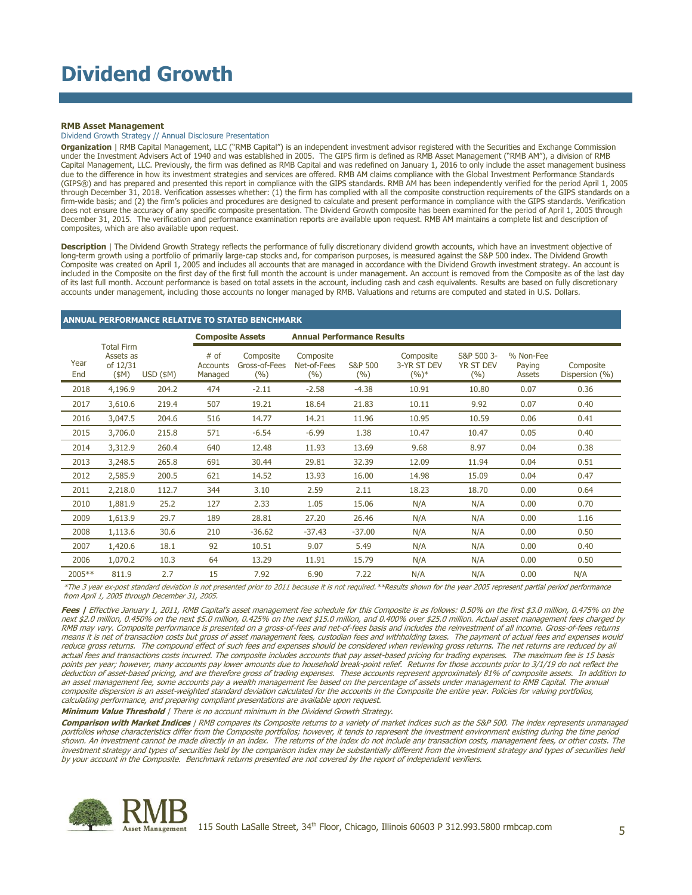# Dividend Growth

**RMB Asset Management**

Dividend Growth Strategy // Annual Disclosure Presentation

**Organization** | RMB Capital Management, LLC ("RMB Capital") is an independent investment advisor registered with the Securities and Exchange Commission under the Investment Advisers Act of 1940 and was established in 2005. The GIPS firm is defined as RMB Asset Management ("RMB AM"), a division of RMB Capital Management, LLC. Previously, the firm was defined as RMB Capital and was redefined on January 1, 2016 to only include the asset management business due to the difference in how its investment strategies and services are offered. RMB AM claims compliance with the Global Investment Performance Standards (GIPS®) and has prepared and presented this report in compliance with the GIPS standards. RMB AM has been independently verified for the period April 1, 2005 through December 31, 2018. Verification assesses whether: (1) the firm has complied with all the composite construction requirements of the GIPS standards on a firm-wide basis; and (2) the firm's policies and procedures are designed to calculate and present performance in compliance with the GIPS standards. Verification does not ensure the accuracy of any specific composite presentation. The Dividend Growth composite has been examined for the period of April 1, 2005 through December 31, 2015. The verification and performance examination reports are available upon request. RMB AM maintains a complete list and description of composites, which are also available upon request.

**Description** | The Dividend Growth Strategy reflects the performance of fully discretionary dividend growth accounts, which have an investment objective of long-term growth using a portfolio of primarily large-cap stocks and, for comparison purposes, is measured against the S&P 500 index. The Dividend Growth Composite was created on April 1, 2005 and includes all accounts that are managed in accordance with the Dividend Growth investment strategy. An account is included in the Composite on the first day of the first full month the account is under management. An account is removed from the Composite as of the last day of its last full month. Account performance is based on total assets in the account, including cash and cash equivalents. Results are based on fully discretionary accounts under management, including those accounts no longer managed by RMB. Valuations and returns are computed and stated in U.S. Dollars.

**ANNUAL PERFORMANCE RELATIVE TO STATED BENCHMARK**

| | | Composite Assets | | Annual Performance Results | | | | | | | |
|---|---|---|---|---|---|---|---|---|---|---|---|
| Year End | Total Firm Assets as of 12/31 ($M) | USD ($M) | # of Accounts Managed | Composite Gross-of-Fees (%) | Composite Net-of-Fees (%) | S&P 500 (%) | Composite 3-YR ST DEV (%)* | S&P 500 3-YR ST DEV (%) | % Non-Fee Paying Assets | Composite Dispersion (%) |
| 2018 | 4,196.9 | 204.2 | 474 | -2.11 | -2.58 | -4.38 | 10.91 | 10.80 | 0.07 | 0.36 |
| 2017 | 3,610.6 | 219.4 | 507 | 19.21 | 18.64 | 21.83 | 10.11 | 9.92 | 0.07 | 0.40 |
| 2016 | 3,047.5 | 204.6 | 516 | 14.77 | 14.21 | 11.96 | 10.95 | 10.59 | 0.06 | 0.41 |
| 2015 | 3,706.0 | 215.8 | 571 | -6.54 | -6.99 | 1.38 | 10.47 | 10.47 | 0.05 | 0.40 |
| 2014 | 3,312.9 | 260.4 | 640 | 12.48 | 11.93 | 13.69 | 9.68 | 8.97 | 0.04 | 0.38 |
| 2013 | 3,248.5 | 265.8 | 691 | 30.44 | 29.81 | 32.39 | 12.09 | 11.94 | 0.04 | 0.51 |
| 2012 | 2,585.9 | 200.5 | 621 | 14.52 | 13.93 | 16.00 | 14.98 | 15.09 | 0.04 | 0.47 |
| 2011 | 2,218.0 | 112.7 | 344 | 3.10 | 2.59 | 2.11 | 18.23 | 18.70 | 0.00 | 0.64 |
| 2010 | 1,881.9 | 25.2 | 127 | 2.33 | 1.05 | 15.06 | N/A | N/A | 0.00 | 0.70 |
| 2009 | 1,613.9 | 29.7 | 189 | 28.81 | 27.20 | 26.46 | N/A | N/A | 0.00 | 1.16 |
| 2008 | 1,113.6 | 30.6 | 210 | -36.62 | -37.43 | -37.00 | N/A | N/A | 0.00 | 0.50 |
| 2007 | 1,420.6 | 18.1 | 92 | 10.51 | 9.07 | 5.49 | N/A | N/A | 0.00 | 0.40 |
| 2006 | 1,070.2 | 10.3 | 64 | 13.29 | 11.91 | 15.79 | N/A | N/A | 0.00 | 0.50 |
| 2005** | 811.9 | 2.7 | 15 | 7.92 | 6.90 | 7.22 | N/A | N/A | 0.00 | N/A |

*\*The 3 year ex-post standard deviation is not presented prior to 2011 because it is not required.\*\*Results shown for the year 2005 represent partial period performance from April 1, 2005 through December 31, 2005.*

***Fees |*** *Effective January 1, 2011, RMB Capital's asset management fee schedule for this Composite is as follows: 0.50% on the first $3.0 million, 0.475% on the next $2.0 million, 0.450% on the next $5.0 million, 0.425% on the next $15.0 million, and 0.400% over $25.0 million. Actual asset management fees charged by RMB may vary. Composite performance is presented on a gross-of-fees and net-of-fees basis and includes the reinvestment of all income. Gross-of-fees returns means it is net of transaction costs but gross of asset management fees, custodian fees and withholding taxes. The payment of actual fees and expenses would reduce gross returns. The compound effect of such fees and expenses should be considered when reviewing gross returns. The net returns are reduced by all actual fees and transactions costs incurred. The composite includes accounts that pay asset-based pricing for trading expenses. The maximum fee is 15 basis points per year; however, many accounts pay lower amounts due to household break-point relief. Returns for those accounts prior to 3/1/19 do not reflect the deduction of asset-based pricing, and are therefore gross of trading expenses. These accounts represent approximately 81% of composite assets. In addition to an asset management fee, some accounts pay a wealth management fee based on the percentage of assets under management to RMB Capital. The annual composite dispersion is an asset-weighted standard deviation calculated for the accounts in the Composite the entire year. Policies for valuing portfolios, calculating performance, and preparing compliant presentations are available upon request.*

***Minimum Value Threshold*** *| There is no account minimum in the Dividend Growth Strategy.*

***Comparison with Market Indices*** *| RMB compares its Composite returns to a variety of market indices such as the S&P 500. The index represents unmanaged portfolios whose characteristics differ from the Composite portfolios; however, it tends to represent the investment environment existing during the time period shown. An investment cannot be made directly in an index. The returns of the index do not include any transaction costs, management fees, or other costs. The investment strategy and types of securities held by the comparison index may be substantially different from the investment strategy and types of securities held by your account in the Composite. Benchmark returns presented are not covered by the report of independent verifiers.*

RMB Asset Management 115 South LaSalle Street, 34th Floor, Chicago, Illinois 60603 P 312.993.5800 rmbcap.com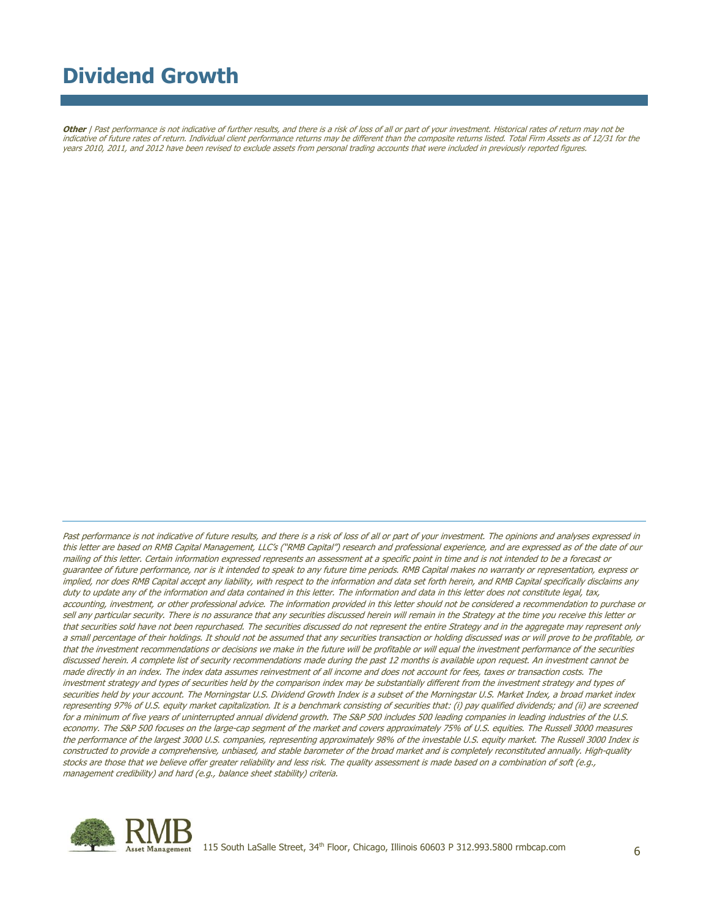# Dividend Growth

***Other*** *| Past performance is not indicative of further results, and there is a risk of loss of all or part of your investment. Historical rates of return may not be indicative of future rates of return. Individual client performance returns may be different than the composite returns listed. Total Firm Assets as of 12/31 for the years 2010, 2011, and 2012 have been revised to exclude assets from personal trading accounts that were included in previously reported figures.*

---

*Past performance is not indicative of future results, and there is a risk of loss of all or part of your investment. The opinions and analyses expressed in this letter are based on RMB Capital Management, LLC's ("RMB Capital") research and professional experience, and are expressed as of the date of our mailing of this letter. Certain information expressed represents an assessment at a specific point in time and is not intended to be a forecast or guarantee of future performance, nor is it intended to speak to any future time periods. RMB Capital makes no warranty or representation, express or implied, nor does RMB Capital accept any liability, with respect to the information and data set forth herein, and RMB Capital specifically disclaims any duty to update any of the information and data contained in this letter. The information and data in this letter does not constitute legal, tax, accounting, investment, or other professional advice. The information provided in this letter should not be considered a recommendation to purchase or sell any particular security. There is no assurance that any securities discussed herein will remain in the Strategy at the time you receive this letter or that securities sold have not been repurchased. The securities discussed do not represent the entire Strategy and in the aggregate may represent only a small percentage of their holdings. It should not be assumed that any securities transaction or holding discussed was or will prove to be profitable, or that the investment recommendations or decisions we make in the future will be profitable or will equal the investment performance of the securities discussed herein. A complete list of security recommendations made during the past 12 months is available upon request. An investment cannot be made directly in an index. The index data assumes reinvestment of all income and does not account for fees, taxes or transaction costs. The investment strategy and types of securities held by the comparison index may be substantially different from the investment strategy and types of securities held by your account. The Morningstar U.S. Dividend Growth Index is a subset of the Morningstar U.S. Market Index, a broad market index representing 97% of U.S. equity market capitalization. It is a benchmark consisting of securities that: (i) pay qualified dividends; and (ii) are screened for a minimum of five years of uninterrupted annual dividend growth. The S&P 500 includes 500 leading companies in leading industries of the U.S. economy. The S&P 500 focuses on the large-cap segment of the market and covers approximately 75% of U.S. equities. The Russell 3000 measures the performance of the largest 3000 U.S. companies, representing approximately 98% of the investable U.S. equity market. The Russell 3000 Index is constructed to provide a comprehensive, unbiased, and stable barometer of the broad market and is completely reconstituted annually. High-quality stocks are those that we believe offer greater reliability and less risk. The quality assessment is made based on a combination of soft (e.g., management credibility) and hard (e.g., balance sheet stability) criteria.*

RMB Asset Management 115 South LaSalle Street, 34th Floor, Chicago, Illinois 60603 P 312.993.5800 rmbcap.com